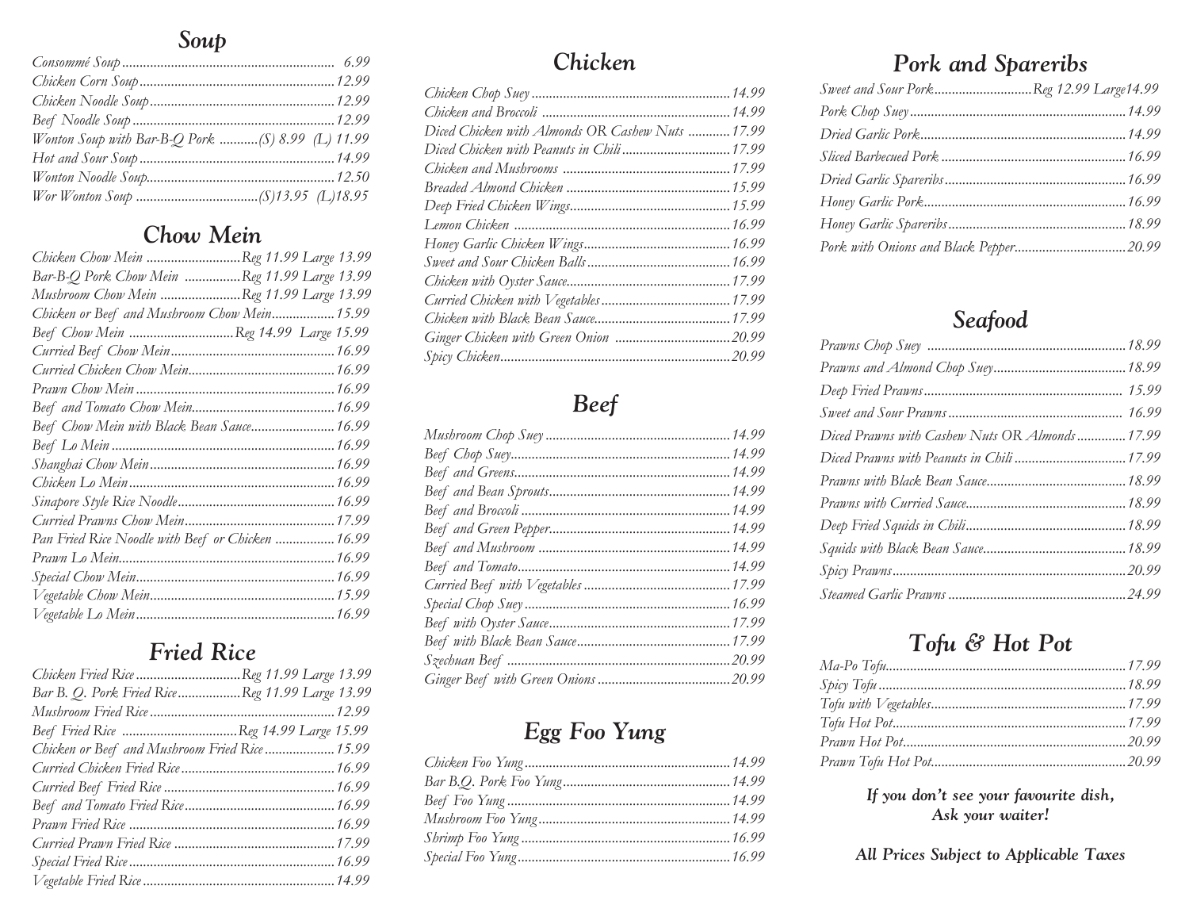## Soup

- *Consommé Soup* ... 6.99
- *Chicken Corn Soup* ... 12.99
- *Chicken Noodle Soup* ... 12.99
- *Beef Noodle Soup* ... 12.99
- *Wonton Soup with Bar-B-Q Pork* ... (S) 8.99 (L) 11.99
- *Hot and Sour Soup* ... 14.99
- *Wonton Noodle Soup* ... 12.50
- *Wor Wonton Soup* ... (S)13.95 (L)18.95

## Chow Mein

- *Chicken Chow Mein* ... Reg 11.99 Large 13.99
- *Bar-B-Q Pork Chow Mein* ... Reg 11.99 Large 13.99
- *Mushroom Chow Mein* ... Reg 11.99 Large 13.99
- *Chicken or Beef and Mushroom Chow Mein* ... 15.99
- *Beef Chow Mein* ... Reg 14.99 Large 15.99
- *Curried Beef Chow Mein* ... 16.99
- *Curried Chicken Chow Mein* ... 16.99
- *Prawn Chow Mein* ... 16.99
- *Beef and Tomato Chow Mein* ... 16.99
- *Beef Chow Mein with Black Bean Sauce* ... 16.99
- *Beef Lo Mein* ... 16.99
- *Shanghai Chow Mein* ... 16.99
- *Chicken Lo Mein* ... 16.99
- *Sinapore Style Rice Noodle* ... 16.99
- *Curried Prawns Chow Mein* ... 17.99
- *Pan Fried Rice Noodle with Beef or Chicken* ... 16.99
- *Prawn Lo Mein* ... 16.99
- *Special Chow Mein* ... 16.99
- *Vegetable Chow Mein* ... 15.99
- *Vegetable Lo Mein* ... 16.99

## Fried Rice

- *Chicken Fried Rice* ... Reg 11.99 Large 13.99
- *Bar B. Q. Pork Fried Rice* ... Reg 11.99 Large 13.99
- *Mushroom Fried Rice* ... 12.99
- *Beef Fried Rice* ... Reg 14.99 Large 15.99
- *Chicken or Beef and Mushroom Fried Rice* ... 15.99
- *Curried Chicken Fried Rice* ... 16.99
- *Curried Beef Fried Rice* ... 16.99
- *Beef and Tomato Fried Rice* ... 16.99
- *Prawn Fried Rice* ... 16.99
- *Curried Prawn Fried Rice* ... 17.99
- *Special Fried Rice* ... 16.99
- *Vegetable Fried Rice* ... 14.99

## Chicken

- *Chicken Chop Suey* ... 14.99
- *Chicken and Broccoli* ... 14.99
- *Diced Chicken with Almonds OR Cashew Nuts* ... 17.99
- *Diced Chicken with Peanuts in Chili* ... 17.99
- *Chicken and Mushrooms* ... 17.99
- *Breaded Almond Chicken* ... 15.99
- *Deep Fried Chicken Wings* ... 15.99
- *Lemon Chicken* ... 16.99
- *Honey Garlic Chicken Wings* ... 16.99
- *Sweet and Sour Chicken Balls* ... 16.99
- *Chicken with Oyster Sauce* ... 17.99
- *Curried Chicken with Vegetables* ... 17.99
- *Chicken with Black Bean Sauce* ... 17.99
- *Ginger Chicken with Green Onion* ... 20.99
- *Spicy Chicken* ... 20.99

## Beef

- *Mushroom Chop Suey* ... 14.99
- *Beef Chop Suey* ... 14.99
- *Beef and Greens* ... 14.99
- *Beef and Bean Sprouts* ... 14.99
- *Beef and Broccoli* ... 14.99
- *Beef and Green Pepper* ... 14.99
- *Beef and Mushroom* ... 14.99
- *Beef and Tomato* ... 14.99
- *Curried Beef with Vegetables* ... 17.99
- *Special Chop Suey* ... 16.99
- *Beef with Oyster Sauce* ... 17.99
- *Beef with Black Bean Sauce* ... 17.99
- *Szechuan Beef* ... 20.99
- *Ginger Beef with Green Onions* ... 20.99

## Egg Foo Yung

- *Chicken Foo Yung* ... 14.99
- *Bar B.Q. Pork Foo Yung* ... 14.99
- *Beef Foo Yung* ... 14.99
- *Mushroom Foo Yung* ... 14.99
- *Shrimp Foo Yung* ... 16.99
- *Special Foo Yung* ... 16.99

## Pork and Spareribs

- *Sweet and Sour Pork* ... Reg 12.99 Large 14.99
- *Pork Chop Suey* ... 14.99
- *Dried Garlic Pork* ... 14.99
- *Sliced Barbecued Pork* ... 16.99
- *Dried Garlic Spareribs* ... 16.99
- *Honey Garlic Pork* ... 16.99
- *Honey Garlic Spareribs* ... 18.99
- *Pork with Onions and Black Pepper* ... 20.99

## Seafood

- *Prawns Chop Suey* ... 18.99
- *Prawns and Almond Chop Suey* ... 18.99
- *Deep Fried Prawns* ... 15.99
- *Sweet and Sour Prawns* ... 16.99
- *Diced Prawns with Cashew Nuts OR Almonds* ... 17.99
- *Diced Prawns with Peanuts in Chili* ... 17.99
- *Prawns with Black Bean Sauce* ... 18.99
- *Prawns with Curried Sauce* ... 18.99
- *Deep Fried Squids in Chili* ... 18.99
- *Squids with Black Bean Sauce* ... 18.99
- *Spicy Prawns* ... 20.99
- *Steamed Garlic Prawns* ... 24.99

## Tofu & Hot Pot

- *Ma-Po Tofu* ... 17.99
- *Spicy Tofu* ... 18.99
- *Tofu with Vegetables* ... 17.99
- *Tofu Hot Pot* ... 17.99
- *Prawn Hot Pot* ... 20.99
- *Prawn Tofu Hot Pot* ... 20.99

**If you don't see your favourite dish, Ask your waiter!**

**All Prices Subject to Applicable Taxes**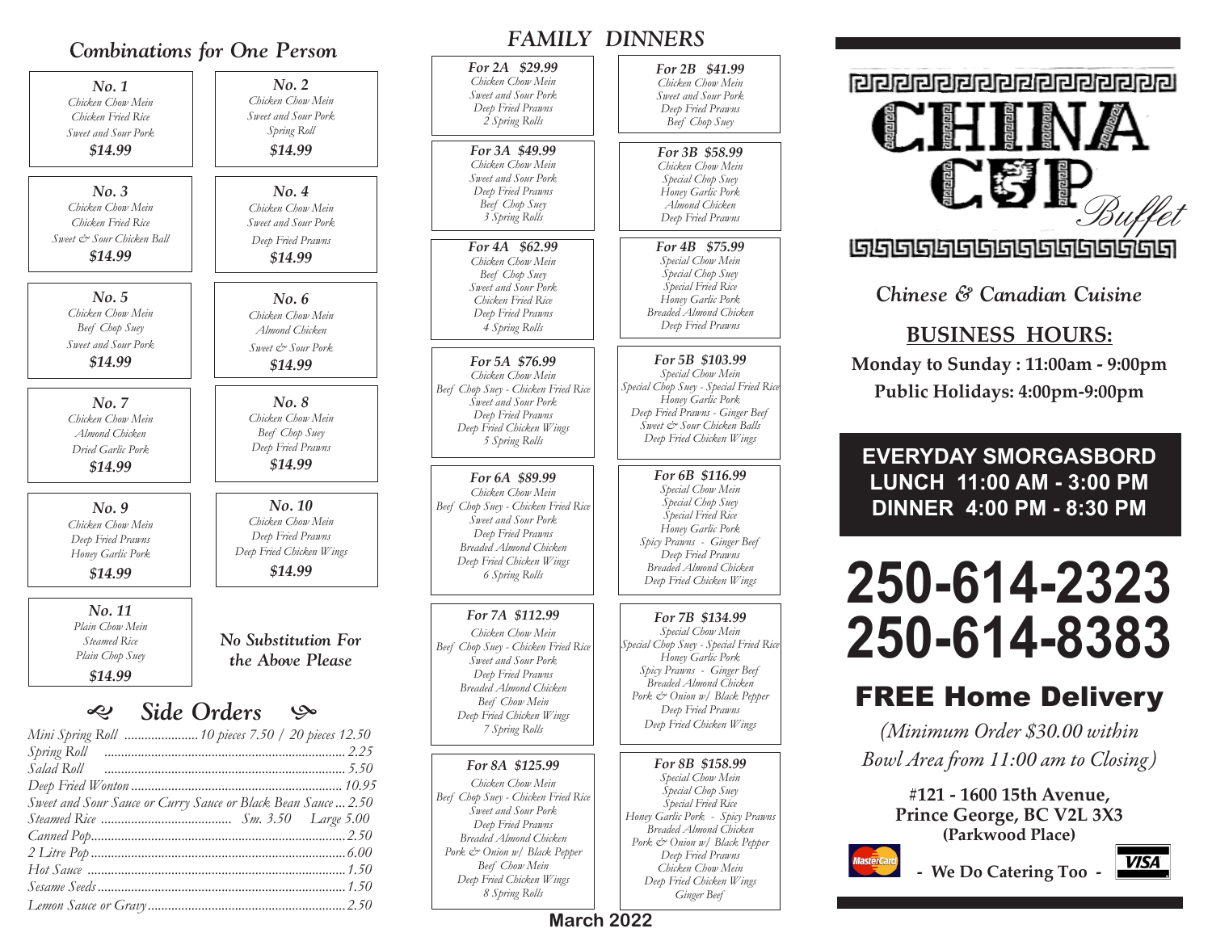## Combinations for One Person

**No. 1**
Chicken Chow Mein
Chicken Fried Rice
Sweet and Sour Pork
**$14.99**

**No. 2**
Chicken Chow Mein
Sweet and Sour Pork
Spring Roll
**$14.99**

**No. 3**
Chicken Chow Mein
Chicken Fried Rice
Sweet & Sour Chicken Ball
**$14.99**

**No. 4**
Chicken Chow Mein
Sweet and Sour Pork
Deep Fried Prawns
**$14.99**

**No. 5**
Chicken Chow Mein
Beef Chop Suey
Sweet and Sour Pork
**$14.99**

**No. 6**
Chicken Chow Mein
Almond Chicken
Sweet & Sour Pork
**$14.99**

**No. 7**
Chicken Chow Mein
Almond Chicken
Dried Garlic Pork
**$14.99**

**No. 8**
Chicken Chow Mein
Beef Chop Suey
Deep Fried Prawns
**$14.99**

**No. 9**
Chicken Chow Mein
Deep Fried Prawns
Honey Garlic Pork
**$14.99**

**No. 10**
Chicken Chow Mein
Deep Fried Prawns
Deep Fried Chicken Wings
**$14.99**

**No. 11**
Plain Chow Mein
Steamed Rice
Plain Chop Suey
**$14.99**

*No Substitution For the Above Please*

## Side Orders

| | |
|---|---|
| Mini Spring Roll | 10 pieces 7.50 / 20 pieces 12.50 |
| Spring Roll | 2.25 |
| Salad Roll | 5.50 |
| Deep Fried Wonton | 10.95 |
| Sweet and Sour Sauce or Curry Sauce or Black Bean Sauce | 2.50 |
| Steamed Rice | Sm. 3.50 Large 5.00 |
| Canned Pop | 2.50 |
| 2 Litre Pop | 6.00 |
| Hot Sauce | 1.50 |
| Sesame Seeds | 1.50 |
| Lemon Sauce or Gravy | 2.50 |

## FAMILY DINNERS

**For 2A $29.99**
Chicken Chow Mein
Sweet and Sour Pork
Deep Fried Prawns
2 Spring Rolls

**For 2B $41.99**
Chicken Chow Mein
Sweet and Sour Pork
Deep Fried Prawns
Beef Chop Suey

**For 3A $49.99**
Chicken Chow Mein
Sweet and Sour Pork
Deep Fried Prawns
Beef Chop Suey
3 Spring Rolls

**For 3B $58.99**
Chicken Chow Mein
Special Chop Suey
Honey Garlic Pork
Almond Chicken
Deep Fried Prawns

**For 4A $62.99**
Chicken Chow Mein
Beef Chop Suey
Sweet and Sour Pork
Chicken Fried Rice
Deep Fried Prawns
4 Spring Rolls

**For 4B $75.99**
Special Chow Mein
Special Chop Suey
Special Fried Rice
Honey Garlic Pork
Breaded Almond Chicken
Deep Fried Prawns

**For 5A $76.99**
Chicken Chow Mein
Beef Chop Suey - Chicken Fried Rice
Sweet and Sour Pork
Deep Fried Prawns
Deep Fried Chicken Wings
5 Spring Rolls

**For 5B $103.99**
Special Chow Mein
Special Chop Suey - Special Fried Rice
Honey Garlic Pork
Deep Fried Prawns - Ginger Beef
Sweet & Sour Chicken Balls
Deep Fried Chicken Wings

**For 6A $89.99**
Chicken Chow Mein
Beef Chop Suey - Chicken Fried Rice
Sweet and Sour Pork
Deep Fried Prawns
Breaded Almond Chicken
Deep Fried Chicken Wings
6 Spring Rolls

**For 6B $116.99**
Special Chow Mein
Special Chop Suey
Special Fried Rice
Honey Garlic Pork
Spicy Prawns - Ginger Beef
Deep Fried Prawns
Breaded Almond Chicken
Deep Fried Chicken Wings

**For 7A $112.99**
Chicken Chow Mein
Beef Chop Suey - Chicken Fried Rice
Sweet and Sour Pork
Deep Fried Prawns
Breaded Almond Chicken
Beef Chow Mein
Deep Fried Chicken Wings
7 Spring Rolls

**For 7B $134.99**
Special Chow Mein
Special Chop Suey - Special Fried Rice
Honey Garlic Pork
Spicy Prawns - Ginger Beef
Breaded Almond Chicken
Pork & Onion w/ Black Pepper
Deep Fried Prawns
Deep Fried Chicken Wings

**For 8A $125.99**
Chicken Chow Mein
Beef Chop Suey - Chicken Fried Rice
Sweet and Sour Pork
Deep Fried Prawns
Breaded Almond Chicken
Pork & Onion w/ Black Pepper
Beef Chow Mein
Deep Fried Chicken Wings
8 Spring Rolls

**For 8B $158.99**
Special Chow Mein
Special Chop Suey
Special Fried Rice
Honey Garlic Pork - Spicy Prawns
Breaded Almond Chicken
Pork & Onion w/ Black Pepper
Deep Fried Prawns
Chicken Chow Mein
Deep Fried Chicken Wings
Ginger Beef

March 2022

# CHINA CUP Buffet

*Chinese & Canadian Cuisine*

**BUSINESS HOURS:**

**Monday to Sunday : 11:00am - 9:00pm**
**Public Holidays: 4:00pm-9:00pm**

**EVERYDAY SMORGASBORD**
**LUNCH 11:00 AM - 3:00 PM**
**DINNER 4:00 PM - 8:30 PM**

# 250-614-2323
# 250-614-8383

## FREE Home Delivery

*(Minimum Order $30.00 within Bowl Area from 11:00 am to Closing)*

**#121 - 1600 15th Avenue,**
**Prince George, BC V2L 3X3**
**(Parkwood Place)**

MasterCard **- We Do Catering Too -** VISA